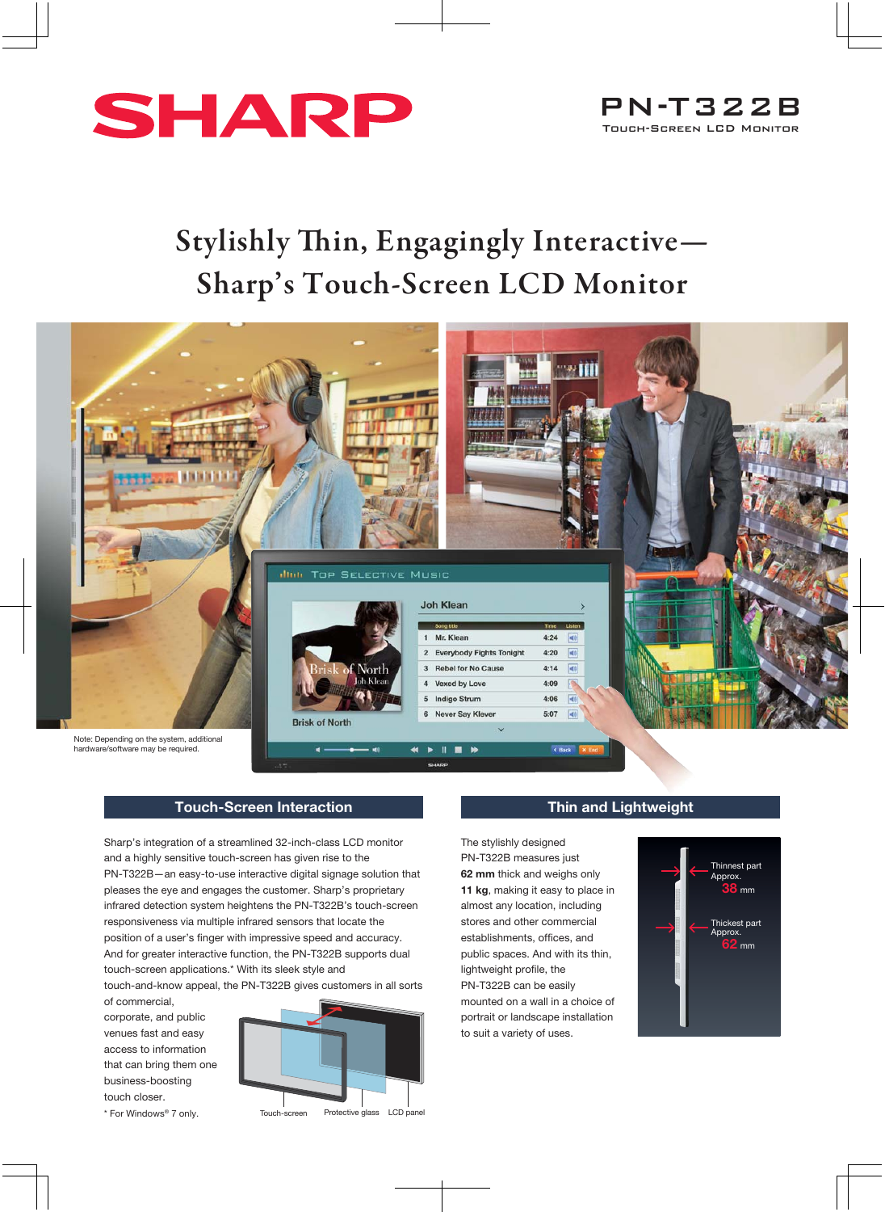SHARP

PN-T322B
TOUCH-SCREEN LCD MONITOR

# Stylishly Thin, Engagingly Interactive— Sharp's Touch-Screen LCD Monitor

Note: Depending on the system, additional hardware/software may be required.

## Touch-Screen Interaction

Sharp's integration of a streamlined 32-inch-class LCD monitor and a highly sensitive touch-screen has given rise to the PN-T322B—an easy-to-use interactive digital signage solution that pleases the eye and engages the customer. Sharp's proprietary infrared detection system heightens the PN-T322B's touch-screen responsiveness via multiple infrared sensors that locate the position of a user's finger with impressive speed and accuracy. And for greater interactive function, the PN-T322B supports dual touch-screen applications.* With its sleek style and touch-and-know appeal, the PN-T322B gives customers in all sorts of commercial, corporate, and public venues fast and easy access to information that can bring them one business-boosting touch closer.

\* For Windows® 7 only.

Touch-screen    Protective glass    LCD panel

## Thin and Lightweight

The stylishly designed PN-T322B measures just **62 mm** thick and weighs only **11 kg**, making it easy to place in almost any location, including stores and other commercial establishments, offices, and public spaces. And with its thin, lightweight profile, the PN-T322B can be easily mounted on a wall in a choice of portrait or landscape installation to suit a variety of uses.

Thinnest part Approx. 38 mm

Thickest part Approx. 62 mm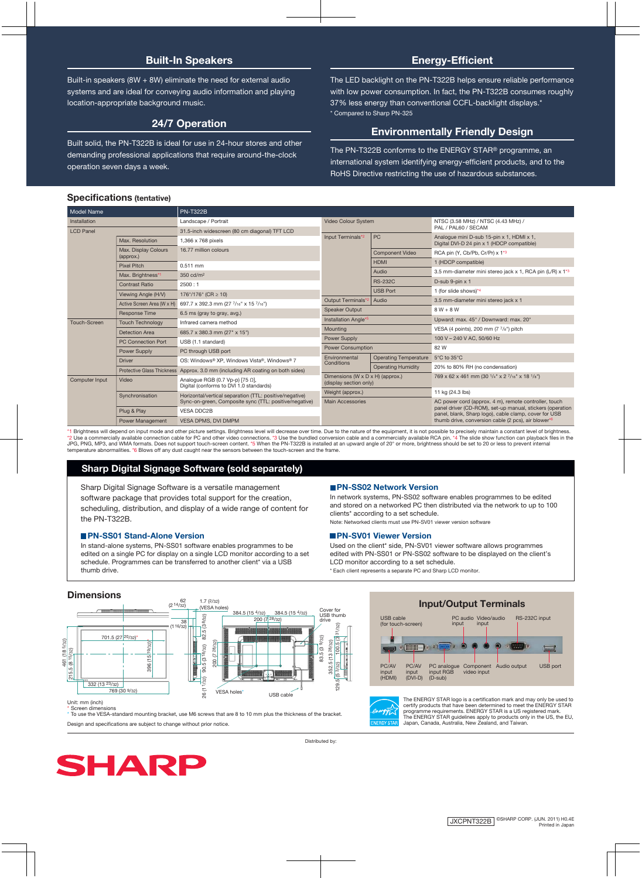## Built-In Speakers

Built-in speakers (8W + 8W) eliminate the need for external audio systems and are ideal for conveying audio information and playing location-appropriate background music.

## 24/7 Operation

Built solid, the PN-T322B is ideal for use in 24-hour stores and other demanding professional applications that require around-the-clock operation seven days a week.

## Energy-Efficient

The LED backlight on the PN-T322B helps ensure reliable performance with low power consumption. In fact, the PN-T322B consumes roughly 37% less energy than conventional CCFL-backlight displays.*

* Compared to Sharp PN-325

## Environmentally Friendly Design

The PN-T322B conforms to the ENERGY STAR® programme, an international system identifying energy-efficient products, and to the RoHS Directive restricting the use of hazardous substances.

## Specifications (tentative)

| Model Name | | PN-T322B |
|---|---|---|
| Installation | | Landscape / Portrait |
| LCD Panel | | 31.5-inch widescreen (80 cm diagonal) TFT LCD |
| | Max. Resolution | 1,366 x 768 pixels |
| | Max. Display Colours (approx.) | 16.77 million colours |
| | Pixel Pitch | 0.511 mm |
| | Max. Brightness*1 | 350 cd/m² |
| | Contrast Ratio | 2500 : 1 |
| | Viewing Angle (H/V) | 176°/176° (CR ≥ 10) |
| | Active Screen Area (W x H) | 697.7 x 392.3 mm (27 7/16" x 15 7/16") |
| | Response Time | 6.5 ms (gray to gray, avg.) |
| Touch-Screen | Touch Technology | Infrared camera method |
| | Detection Area | 685.7 x 380.3 mm (27" x 15") |
| | PC Connection Port | USB (1.1 standard) |
| | Power Supply | PC through USB port |
| | Driver | OS: Windows® XP, Windows Vista®, Windows® 7 |
| | Protective Glass Thickness | Approx. 3.0 mm (including AR coating on both sides) |
| Computer Input | Video | Analogue RGB (0.7 Vp-p) [75 Ω], Digital (conforms to DVI 1.0 standards) |
| | Synchronisation | Horizontal/vertical separation (TTL: positive/negative) Sync-on-green, Composite sync (TTL: positive/negative) |
| | Plug & Play | VESA DDC2B |
| | Power Management | VESA DPMS, DVI DMPM |
| Video Colour System | | NTSC (3.58 MHz) / NTSC (4.43 MHz) / PAL / PAL60 / SECAM |
| Input Terminals*2 | PC | Analogue mini D-sub 15-pin x 1, HDMI x 1, Digital DVI-D 24 pin x 1 (HDCP compatible) |
| | Component Video | RCA pin (Y, Cb/Pb, Cr/Pr) x 1*3 |
| | HDMI | 1 (HDCP compatible) |
| | Audio | 3.5 mm-diameter mini stereo jack x 1, RCA pin (L/R) x 1*3 |
| | RS-232C | D-sub 9-pin x 1 |
| | USB Port | 1 (for slide shows)*4 |
| Output Terminals*2 | Audio | 3.5 mm-diameter mini stereo jack x 1 |
| Speaker Output | | 8 W + 8 W |
| Installation Angle*5 | | Upward: max. 45° / Downward: max. 20° |
| Mounting | | VESA (4 points), 200 mm (7 7/8") pitch |
| Power Supply | | 100 V – 240 V AC, 50/60 Hz |
| Power Consumption | | 82 W |
| Environmental Conditions | Operating Temperature | 5°C to 35°C |
| | Operating Humidity | 20% to 80% RH (no condensation) |
| Dimensions (W x D x H) (approx.) (display section only) | | 769 x 62 x 461 mm (30 1/4" x 2 7/16" x 18 1/8") |
| Weight (approx.) | | 11 kg (24.3 lbs) |
| Main Accessories | | AC power cord (approx. 4 m), remote controller, touch panel driver (CD-ROM), set-up manual, stickers (operation panel, blank, Sharp logo), cable clamp, cover for USB thumb drive, conversion cable (2 pcs), air blower*6 |

*1 Brightness will depend on input mode and other picture settings. Brightness level will decrease over time. Due to the nature of the equipment, it is not possible to precisely maintain a constant level of brightness. *2 Use a commercially available connection cable for PC and other video connections. *3 Use the bundled conversion cable and a commercially available RCA pin. *4 The slide show function can playback files in the JPG, PNG, MP3, and WMA formats. Does not support touch-screen content. *5 When the PN-T322B is installed at an upward angle of 20° or more, brightness should be set to 20 or less to prevent internal temperature abnormalities. *6 Blows off any dust caught near the sensors between the touch-screen and the frame.

## Sharp Digital Signage Software (sold separately)

Sharp Digital Signage Software is a versatile management software package that provides total support for the creation, scheduling, distribution, and display of a wide range of content for the PN-T322B.

### PN-SS01 Stand-Alone Version

In stand-alone systems, PN-SS01 software enables programmes to be edited on a single PC for display on a single LCD monitor according to a set schedule. Programmes can be transferred to another client* via a USB thumb drive.

### PN-SS02 Network Version

In network systems, PN-SS02 software enables programmes to be edited and stored on a networked PC then distributed via the network to up to 100 clients* according to a set schedule.

Note: Networked clients must use PN-SV01 viewer version software

### PN-SV01 Viewer Version

Used on the client* side, PN-SV01 viewer software allows programmes edited with PN-SS01 or PN-SS02 software to be displayed on the client's LCD monitor according to a set schedule.

* Each client represents a separate PC and Sharp LCD monitor.

## Dimensions

62 (2 14/32)
1.7 (2/32) (VESA holes)
384.5 (15 4/32)
384.5 (15 4/32)
Cover for USB thumb drive
200 (7 28/32)
38 (1 16/32)
701.5 (27 20/32)*
461 (18 5/32)
215.5 (8 15/32)
396 (15 19/32)
82.5 (3 8/32)
90.5 (3 18/32)
200 (7 28/32)
83.5 (3 9/32)
352.5 (13 28/32)
100.5 (3 31/32)
129.5 (5 3/32)
26 (1 1/32)
332 (13 23/32)
769 (30 9/32)
VESA holes*
USB cable

Unit: mm (inch)

* Screen dimensions

* To use the VESA-standard mounting bracket, use M6 screws that are 8 to 10 mm plus the thickness of the bracket.

Design and specifications are subject to change without prior notice.

## Input/Output Terminals

USB cable (for touch-screen)
PC audio input
Video/audio input
RS-232C input
PC/AV input (HDMI)
PC/AV input (DVI-D)
PC analogue input RGB (D-sub)
Component video input
Audio output
USB port

The ENERGY STAR logo is a certification mark and may only be used to certify products that have been determined to meet the ENERGY STAR programme requirements. ENERGY STAR is a US registered mark. The ENERGY STAR guidelines apply to products only in the US, the EU, Japan, Canada, Australia, New Zealand, and Taiwan.

Distributed by:

SHARP

JXCPNT322B ©SHARP CORP. (JUN. 2011) H0.4E
Printed in Japan